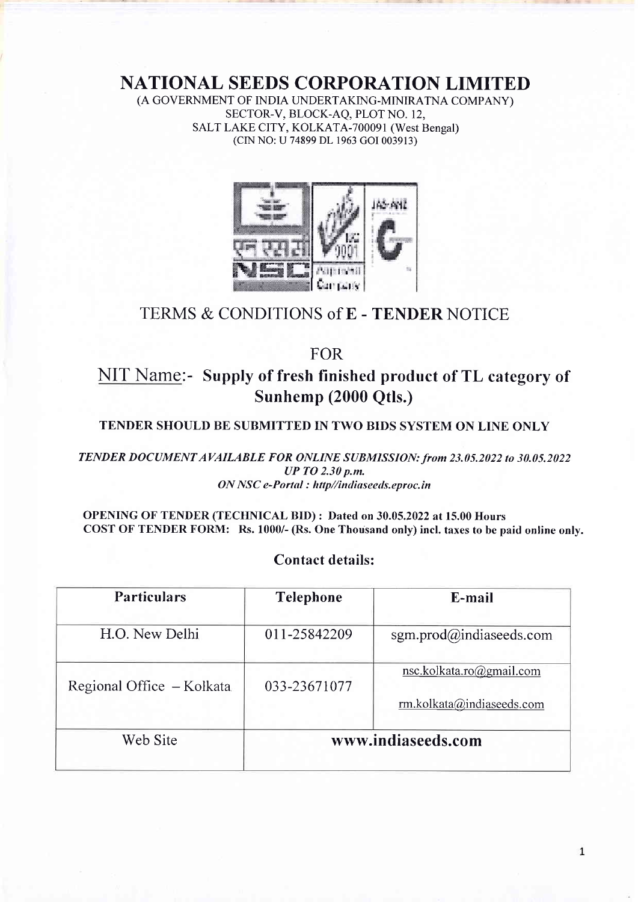# NATIONAL SEEDS CORPORATION LIMITED

(A GOVERNMENT OF INDIA UNDERTAKING-MINIRATNA COMPANY)
SECTOR-V, BLOCK-AQ, PLOT NO. 12,
SALT LAKE CITY, KOLKATA-700091 (West Bengal)
(CIN NO: U 74899 DL 1963 GOI 003913)

## TERMS & CONDITIONS of **E - TENDER** NOTICE

## FOR

## NIT Name:- **Supply of fresh finished product of TL category of Sunhemp (2000 Qtls.)**

**TENDER SHOULD BE SUBMITTED IN TWO BIDS SYSTEM ON LINE ONLY**

***TENDER DOCUMENT AVAILABLE FOR ONLINE SUBMISSION: from 23.05.2022 to 30.05.2022 UP TO 2.30 p.m.***
***ON NSC e-Portal : http//indiaseeds.eproc.in***

**OPENING OF TENDER (TECHNICAL BID) : Dated on 30.05.2022 at 15.00 Hours**
**COST OF TENDER FORM: Rs. 1000/- (Rs. One Thousand only) incl. taxes to be paid online only.**

### Contact details:

| Particulars | Telephone | E-mail |
|---|---|---|
| H.O. New Delhi | 011-25842209 | sgm.prod@indiaseeds.com |
| Regional Office – Kolkata | 033-23671077 | nsc.kolkata.ro@gmail.com<br>rm.kolkata@indiaseeds.com |
| Web Site | **www.indiaseeds.com** | |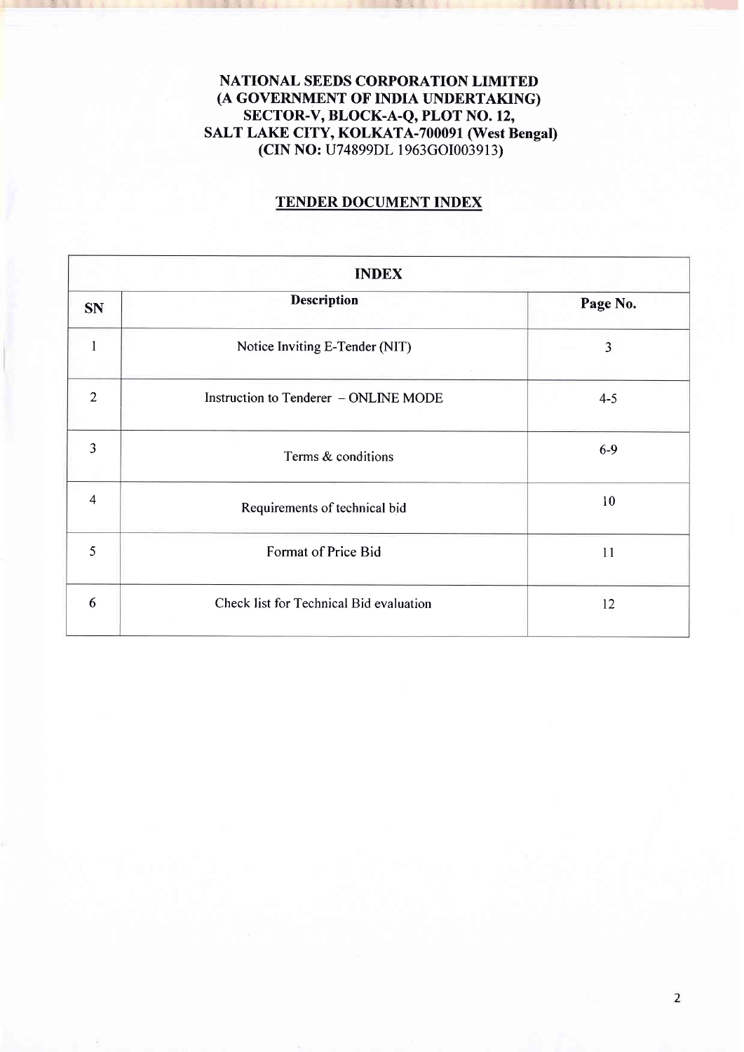**NATIONAL SEEDS CORPORATION LIMITED**
**(A GOVERNMENT OF INDIA UNDERTAKING)**
**SECTOR-V, BLOCK-A-Q, PLOT NO. 12,**
**SALT LAKE CITY, KOLKATA-700091 (West Bengal)**
**(CIN NO: U74899DL 1963GOI003913)**

## TENDER DOCUMENT INDEX

| INDEX | | |
|---|---|---|
| **SN** | **Description** | **Page No.** |
| 1 | Notice Inviting E-Tender (NIT) | 3 |
| 2 | Instruction to Tenderer – ONLINE MODE | 4-5 |
| 3 | Terms & conditions | 6-9 |
| 4 | Requirements of technical bid | 10 |
| 5 | Format of Price Bid | 11 |
| 6 | Check list for Technical Bid evaluation | 12 |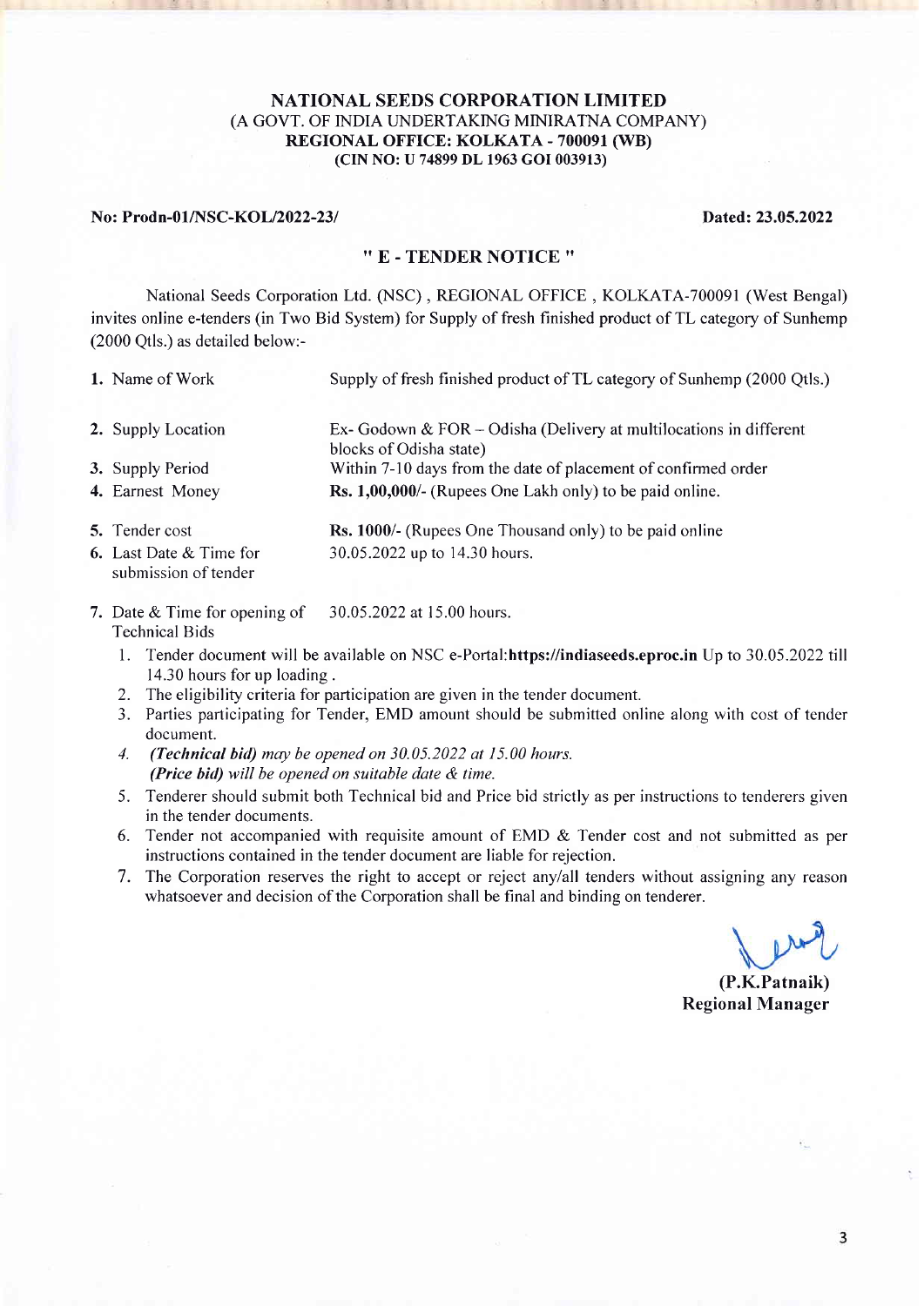**NATIONAL SEEDS CORPORATION LIMITED**
(A GOVT. OF INDIA UNDERTAKING MINIRATNA COMPANY)
**REGIONAL OFFICE: KOLKATA - 700091 (WB)**
**(CIN NO: U 74899 DL 1963 GOI 003913)**

**No: Prodn-01/NSC-KOL/2022-23/** **Dated: 23.05.2022**

## " E - TENDER NOTICE "

National Seeds Corporation Ltd. (NSC) , REGIONAL OFFICE , KOLKATA-700091 (West Bengal) invites online e-tenders (in Two Bid System) for Supply of fresh finished product of TL category of Sunhemp (2000 Qtls.) as detailed below:-

| | |
|---|---|
| **1.** Name of Work | Supply of fresh finished product of TL category of Sunhemp (2000 Qtls.) |
| **2.** Supply Location | Ex- Godown & FOR – Odisha (Delivery at multilocations in different blocks of Odisha state) |
| **3.** Supply Period | Within 7-10 days from the date of placement of confirmed order |
| **4.** Earnest Money | **Rs. 1,00,000/-** (Rupees One Lakh only) to be paid online. |
| **5.** Tender cost | **Rs. 1000/-** (Rupees One Thousand only) to be paid online |
| **6.** Last Date & Time for submission of tender | 30.05.2022 up to 14.30 hours. |
| **7.** Date & Time for opening of Technical Bids | 30.05.2022 at 15.00 hours. |

1. Tender document will be available on NSC e-Portal:**https://indiaseeds.eproc.in** Up to 30.05.2022 till 14.30 hours for up loading .
2. The eligibility criteria for participation are given in the tender document.
3. Parties participating for Tender, EMD amount should be submitted online along with cost of tender document.
4. ***(Technical bid)*** *may be opened on 30.05.2022 at 15.00 hours.*
   ***(Price bid)*** *will be opened on suitable date & time.*
5. Tenderer should submit both Technical bid and Price bid strictly as per instructions to tenderers given in the tender documents.
6. Tender not accompanied with requisite amount of EMD & Tender cost and not submitted as per instructions contained in the tender document are liable for rejection.
7. The Corporation reserves the right to accept or reject any/all tenders without assigning any reason whatsoever and decision of the Corporation shall be final and binding on tenderer.

**(P.K.Patnaik)**
**Regional Manager**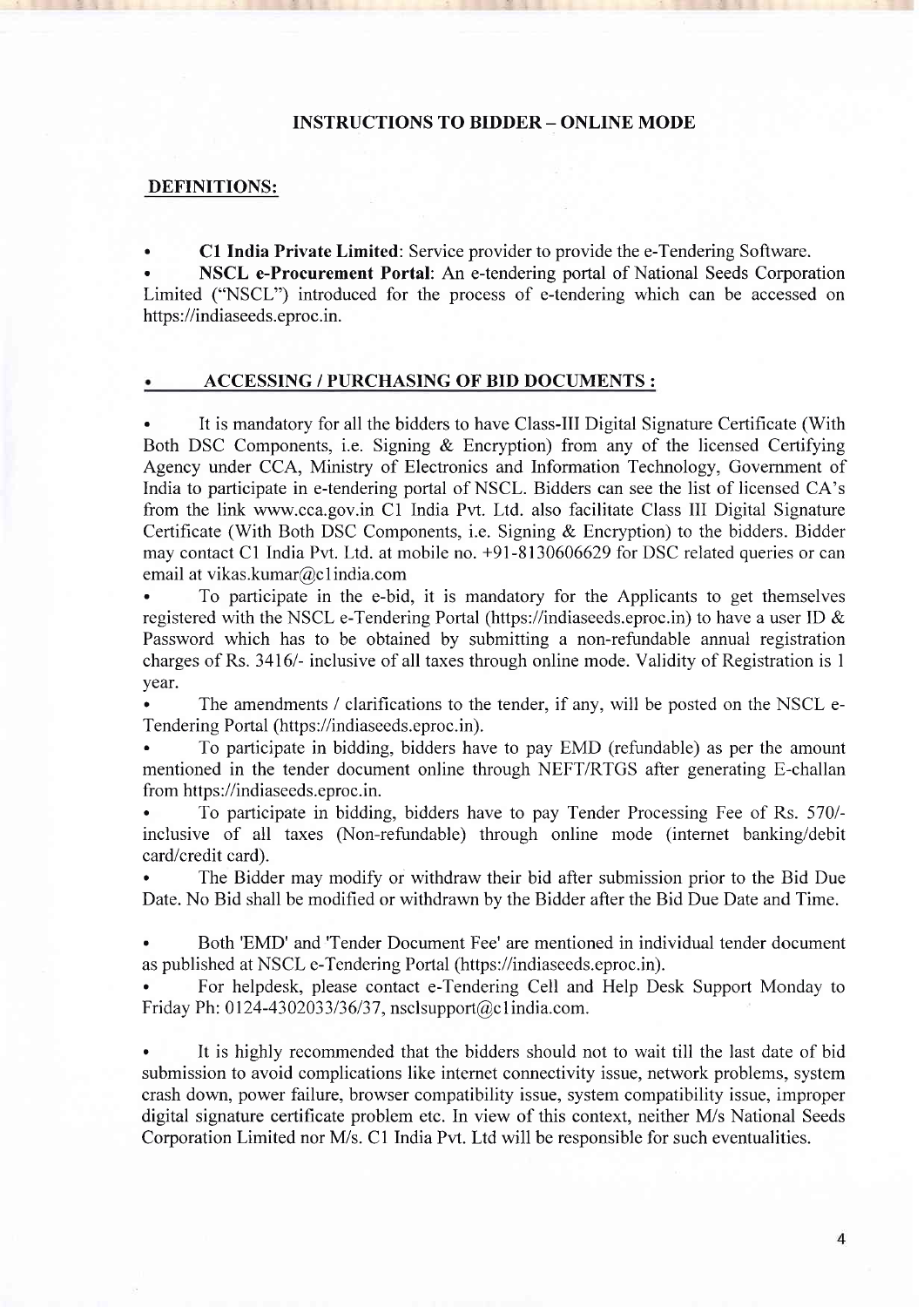## INSTRUCTIONS TO BIDDER – ONLINE MODE

### DEFINITIONS:

- **C1 India Private Limited**: Service provider to provide the e-Tendering Software.
- **NSCL e-Procurement Portal**: An e-tendering portal of National Seeds Corporation Limited ("NSCL") introduced for the process of e-tendering which can be accessed on https://indiaseeds.eproc.in.

### • ACCESSING / PURCHASING OF BID DOCUMENTS :

- It is mandatory for all the bidders to have Class-III Digital Signature Certificate (With Both DSC Components, i.e. Signing & Encryption) from any of the licensed Certifying Agency under CCA, Ministry of Electronics and Information Technology, Government of India to participate in e-tendering portal of NSCL. Bidders can see the list of licensed CA's from the link www.cca.gov.in C1 India Pvt. Ltd. also facilitate Class III Digital Signature Certificate (With Both DSC Components, i.e. Signing & Encryption) to the bidders. Bidder may contact C1 India Pvt. Ltd. at mobile no. +91-8130606629 for DSC related queries or can email at vikas.kumar@c1india.com
- To participate in the e-bid, it is mandatory for the Applicants to get themselves registered with the NSCL e-Tendering Portal (https://indiaseeds.eproc.in) to have a user ID & Password which has to be obtained by submitting a non-refundable annual registration charges of Rs. 3416/- inclusive of all taxes through online mode. Validity of Registration is 1 year.
- The amendments / clarifications to the tender, if any, will be posted on the NSCL e-Tendering Portal (https://indiaseeds.eproc.in).
- To participate in bidding, bidders have to pay EMD (refundable) as per the amount mentioned in the tender document online through NEFT/RTGS after generating E-challan from https://indiaseeds.eproc.in.
- To participate in bidding, bidders have to pay Tender Processing Fee of Rs. 570/- inclusive of all taxes (Non-refundable) through online mode (internet banking/debit card/credit card).
- The Bidder may modify or withdraw their bid after submission prior to the Bid Due Date. No Bid shall be modified or withdrawn by the Bidder after the Bid Due Date and Time.
- Both 'EMD' and 'Tender Document Fee' are mentioned in individual tender document as published at NSCL e-Tendering Portal (https://indiaseeds.eproc.in).
- For helpdesk, please contact e-Tendering Cell and Help Desk Support Monday to Friday Ph: 0124-4302033/36/37, nsclsupport@c1india.com.
- It is highly recommended that the bidders should not to wait till the last date of bid submission to avoid complications like internet connectivity issue, network problems, system crash down, power failure, browser compatibility issue, system compatibility issue, improper digital signature certificate problem etc. In view of this context, neither M/s National Seeds Corporation Limited nor M/s. C1 India Pvt. Ltd will be responsible for such eventualities.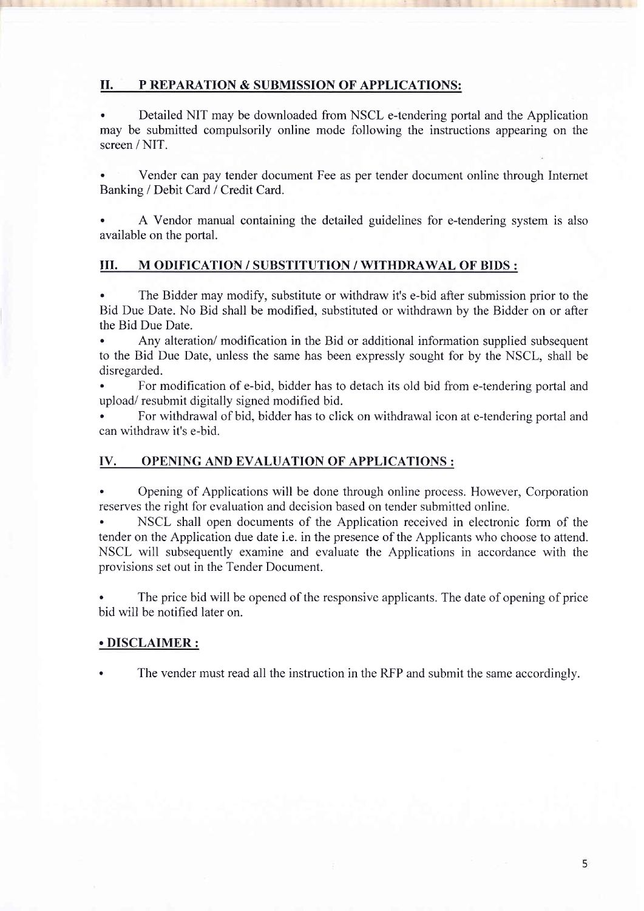## II. P REPARATION & SUBMISSION OF APPLICATIONS:

- Detailed NIT may be downloaded from NSCL e-tendering portal and the Application may be submitted compulsorily online mode following the instructions appearing on the screen / NIT.

- Vender can pay tender document Fee as per tender document online through Internet Banking / Debit Card / Credit Card.

- A Vendor manual containing the detailed guidelines for e-tendering system is also available on the portal.

## III. M ODIFICATION / SUBSTITUTION / WITHDRAWAL OF BIDS :

- The Bidder may modify, substitute or withdraw it's e-bid after submission prior to the Bid Due Date. No Bid shall be modified, substituted or withdrawn by the Bidder on or after the Bid Due Date.
- Any alteration/ modification in the Bid or additional information supplied subsequent to the Bid Due Date, unless the same has been expressly sought for by the NSCL, shall be disregarded.
- For modification of e-bid, bidder has to detach its old bid from e-tendering portal and upload/ resubmit digitally signed modified bid.
- For withdrawal of bid, bidder has to click on withdrawal icon at e-tendering portal and can withdraw it's e-bid.

## IV. OPENING AND EVALUATION OF APPLICATIONS :

- Opening of Applications will be done through online process. However, Corporation reserves the right for evaluation and decision based on tender submitted online.
- NSCL shall open documents of the Application received in electronic form of the tender on the Application due date i.e. in the presence of the Applicants who choose to attend. NSCL will subsequently examine and evaluate the Applications in accordance with the provisions set out in the Tender Document.

- The price bid will be opened of the responsive applicants. The date of opening of price bid will be notified later on.

## • DISCLAIMER :

- The vender must read all the instruction in the RFP and submit the same accordingly.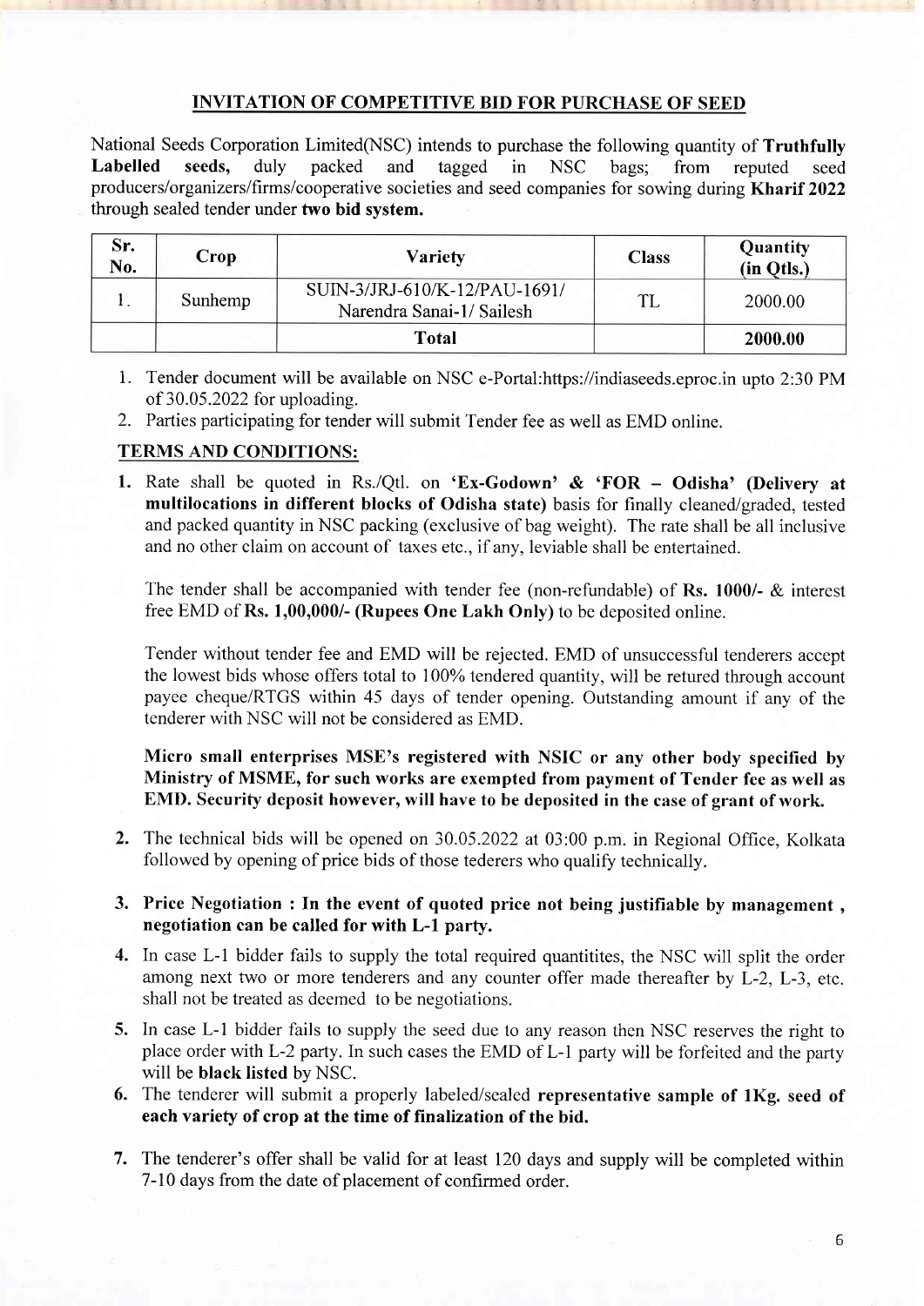## INVITATION OF COMPETITIVE BID FOR PURCHASE OF SEED

National Seeds Corporation Limited(NSC) intends to purchase the following quantity of **Truthfully Labelled seeds,** duly packed and tagged in NSC bags; from reputed seed producers/organizers/firms/cooperative societies and seed companies for sowing during **Kharif 2022** through sealed tender under **two bid system.**

| Sr. No. | Crop | Variety | Class | Quantity (in Qtls.) |
|---|---|---|---|---|
| 1. | Sunhemp | SUIN-3/JRJ-610/K-12/PAU-1691/ Narendra Sanai-1/ Sailesh | TL | 2000.00 |
| | | **Total** | | **2000.00** |

1. Tender document will be available on NSC e-Portal:https://indiaseeds.eproc.in upto 2:30 PM of 30.05.2022 for uploading.
2. Parties participating for tender will submit Tender fee as well as EMD online.

### TERMS AND CONDITIONS:

1. Rate shall be quoted in Rs./Qtl. on **'Ex-Godown' & 'FOR – Odisha' (Delivery at multilocations in different blocks of Odisha state)** basis for finally cleaned/graded, tested and packed quantity in NSC packing (exclusive of bag weight). The rate shall be all inclusive and no other claim on account of taxes etc., if any, leviable shall be entertained.

   The tender shall be accompanied with tender fee (non-refundable) of **Rs. 1000/-** & interest free EMD of **Rs. 1,00,000/- (Rupees One Lakh Only)** to be deposited online.

   Tender without tender fee and EMD will be rejected. EMD of unsuccessful tenderers accept the lowest bids whose offers total to 100% tendered quantity, will be retured through account payee cheque/RTGS within 45 days of tender opening. Outstanding amount if any of the tenderer with NSC will not be considered as EMD.

   **Micro small enterprises MSE's registered with NSIC or any other body specified by Ministry of MSME, for such works are exempted from payment of Tender fee as well as EMD. Security deposit however, will have to be deposited in the case of grant of work.**

2. The technical bids will be opened on 30.05.2022 at 03:00 p.m. in Regional Office, Kolkata followed by opening of price bids of those tederers who qualify technically.
3. **Price Negotiation : In the event of quoted price not being justifiable by management , negotiation can be called for with L-1 party.**
4. In case L-1 bidder fails to supply the total required quantitites, the NSC will split the order among next two or more tenderers and any counter offer made thereafter by L-2, L-3, etc. shall not be treated as deemed to be negotiations.
5. In case L-1 bidder fails to supply the seed due to any reason then NSC reserves the right to place order with L-2 party. In such cases the EMD of L-1 party will be forfeited and the party will be **black listed** by NSC.
6. The tenderer will submit a properly labeled/sealed **representative sample of 1Kg. seed of each variety of crop at the time of finalization of the bid.**
7. The tenderer's offer shall be valid for at least 120 days and supply will be completed within 7-10 days from the date of placement of confirmed order.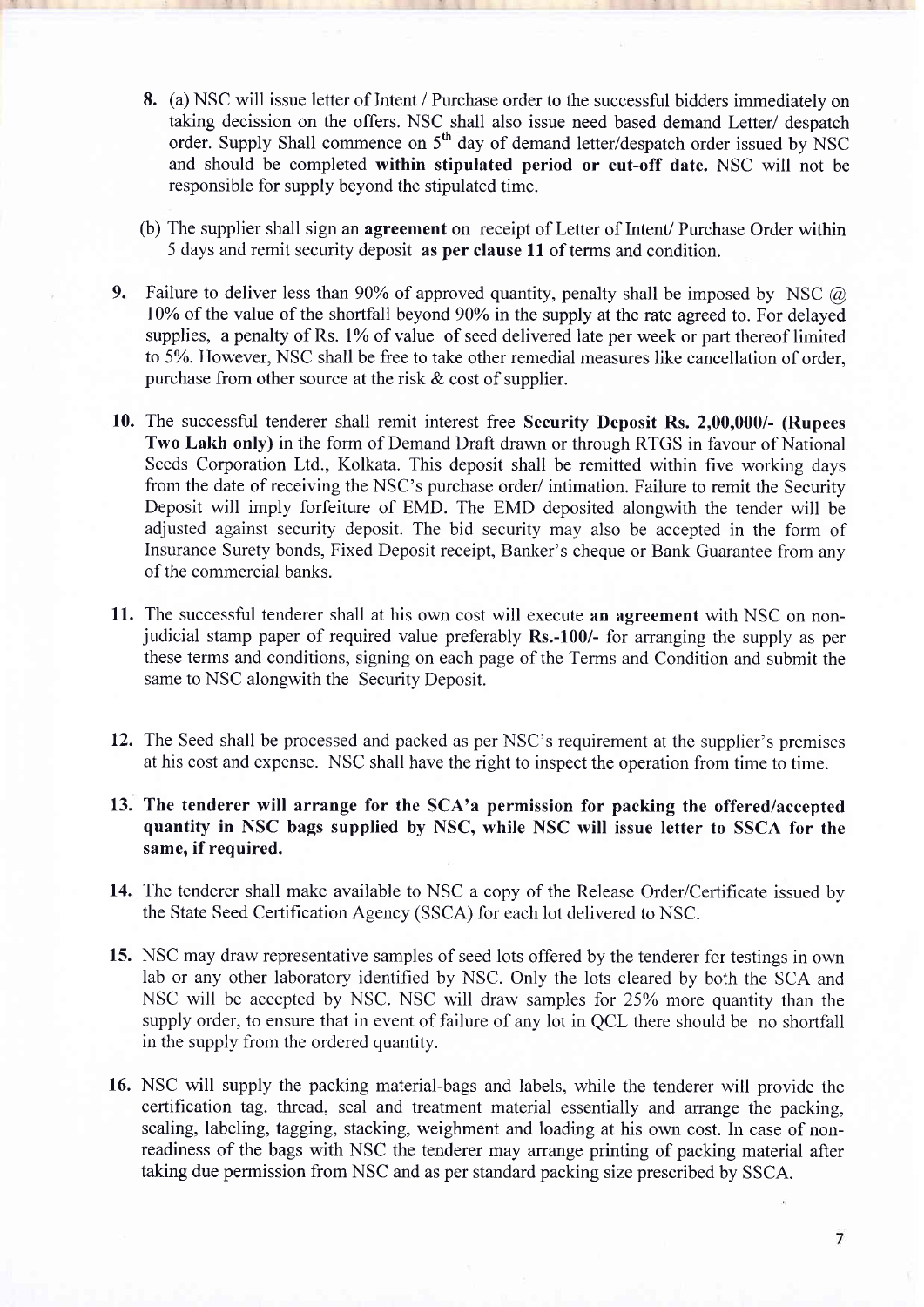8. (a) NSC will issue letter of Intent / Purchase order to the successful bidders immediately on taking decission on the offers. NSC shall also issue need based demand Letter/ despatch order. Supply Shall commence on 5th day of demand letter/despatch order issued by NSC and should be completed **within stipulated period or cut-off date.** NSC will not be responsible for supply beyond the stipulated time.

   (b) The supplier shall sign an **agreement** on receipt of Letter of Intent/ Purchase Order within 5 days and remit security deposit **as per clause 11** of terms and condition.

9. Failure to deliver less than 90% of approved quantity, penalty shall be imposed by NSC @ 10% of the value of the shortfall beyond 90% in the supply at the rate agreed to. For delayed supplies, a penalty of Rs. 1% of value of seed delivered late per week or part thereof limited to 5%. However, NSC shall be free to take other remedial measures like cancellation of order, purchase from other source at the risk & cost of supplier.

10. The successful tenderer shall remit interest free **Security Deposit Rs. 2,00,000/- (Rupees Two Lakh only)** in the form of Demand Draft drawn or through RTGS in favour of National Seeds Corporation Ltd., Kolkata. This deposit shall be remitted within five working days from the date of receiving the NSC's purchase order/ intimation. Failure to remit the Security Deposit will imply forfeiture of EMD. The EMD deposited alongwith the tender will be adjusted against security deposit. The bid security may also be accepted in the form of Insurance Surety bonds, Fixed Deposit receipt, Banker's cheque or Bank Guarantee from any of the commercial banks.

11. The successful tenderer shall at his own cost will execute **an agreement** with NSC on non-judicial stamp paper of required value preferably **Rs.-100/-** for arranging the supply as per these terms and conditions, signing on each page of the Terms and Condition and submit the same to NSC alongwith the Security Deposit.

12. The Seed shall be processed and packed as per NSC's requirement at the supplier's premises at his cost and expense. NSC shall have the right to inspect the operation from time to time.

13. **The tenderer will arrange for the SCA'a permission for packing the offered/accepted quantity in NSC bags supplied by NSC, while NSC will issue letter to SSCA for the same, if required.**

14. The tenderer shall make available to NSC a copy of the Release Order/Certificate issued by the State Seed Certification Agency (SSCA) for each lot delivered to NSC.

15. NSC may draw representative samples of seed lots offered by the tenderer for testings in own lab or any other laboratory identified by NSC. Only the lots cleared by both the SCA and NSC will be accepted by NSC. NSC will draw samples for 25% more quantity than the supply order, to ensure that in event of failure of any lot in QCL there should be no shortfall in the supply from the ordered quantity.

16. NSC will supply the packing material-bags and labels, while the tenderer will provide the certification tag. thread, seal and treatment material essentially and arrange the packing, sealing, labeling, tagging, stacking, weighment and loading at his own cost. In case of non-readiness of the bags with NSC the tenderer may arrange printing of packing material after taking due permission from NSC and as per standard packing size prescribed by SSCA.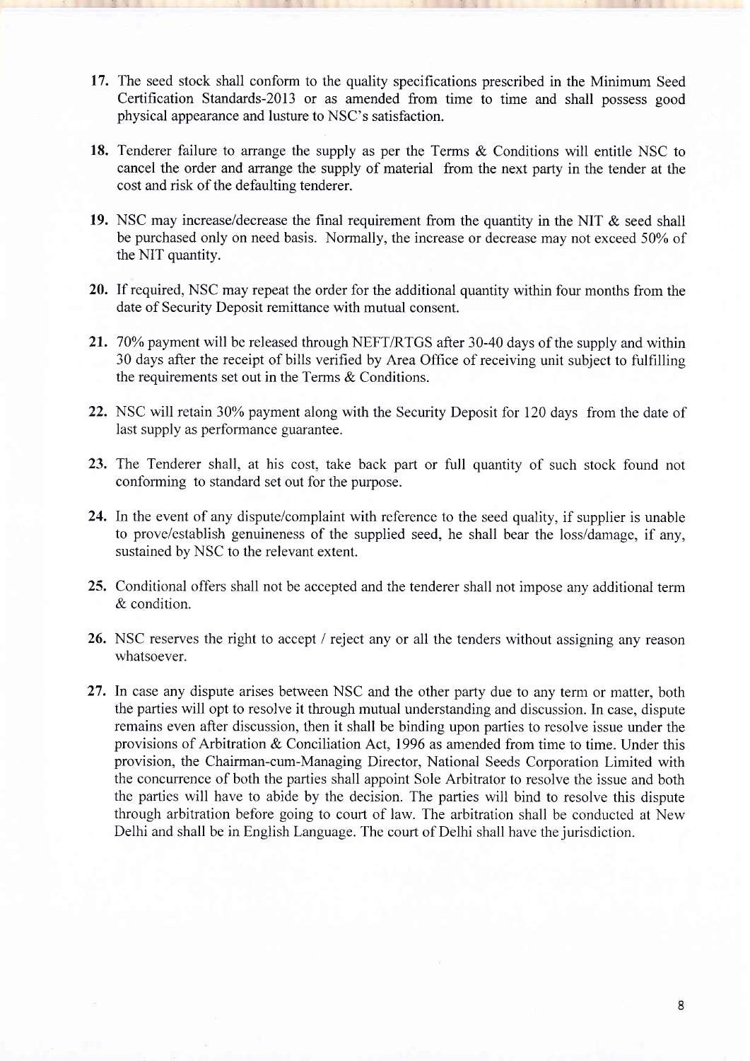17. The seed stock shall conform to the quality specifications prescribed in the Minimum Seed Certification Standards-2013 or as amended from time to time and shall possess good physical appearance and lusture to NSC's satisfaction.

18. Tenderer failure to arrange the supply as per the Terms & Conditions will entitle NSC to cancel the order and arrange the supply of material from the next party in the tender at the cost and risk of the defaulting tenderer.

19. NSC may increase/decrease the final requirement from the quantity in the NIT & seed shall be purchased only on need basis. Normally, the increase or decrease may not exceed 50% of the NIT quantity.

20. If required, NSC may repeat the order for the additional quantity within four months from the date of Security Deposit remittance with mutual consent.

21. 70% payment will be released through NEFT/RTGS after 30-40 days of the supply and within 30 days after the receipt of bills verified by Area Office of receiving unit subject to fulfilling the requirements set out in the Terms & Conditions.

22. NSC will retain 30% payment along with the Security Deposit for 120 days from the date of last supply as performance guarantee.

23. The Tenderer shall, at his cost, take back part or full quantity of such stock found not conforming to standard set out for the purpose.

24. In the event of any dispute/complaint with reference to the seed quality, if supplier is unable to prove/establish genuineness of the supplied seed, he shall bear the loss/damage, if any, sustained by NSC to the relevant extent.

25. Conditional offers shall not be accepted and the tenderer shall not impose any additional term & condition.

26. NSC reserves the right to accept / reject any or all the tenders without assigning any reason whatsoever.

27. In case any dispute arises between NSC and the other party due to any term or matter, both the parties will opt to resolve it through mutual understanding and discussion. In case, dispute remains even after discussion, then it shall be binding upon parties to resolve issue under the provisions of Arbitration & Conciliation Act, 1996 as amended from time to time. Under this provision, the Chairman-cum-Managing Director, National Seeds Corporation Limited with the concurrence of both the parties shall appoint Sole Arbitrator to resolve the issue and both the parties will have to abide by the decision. The parties will bind to resolve this dispute through arbitration before going to court of law. The arbitration shall be conducted at New Delhi and shall be in English Language. The court of Delhi shall have the jurisdiction.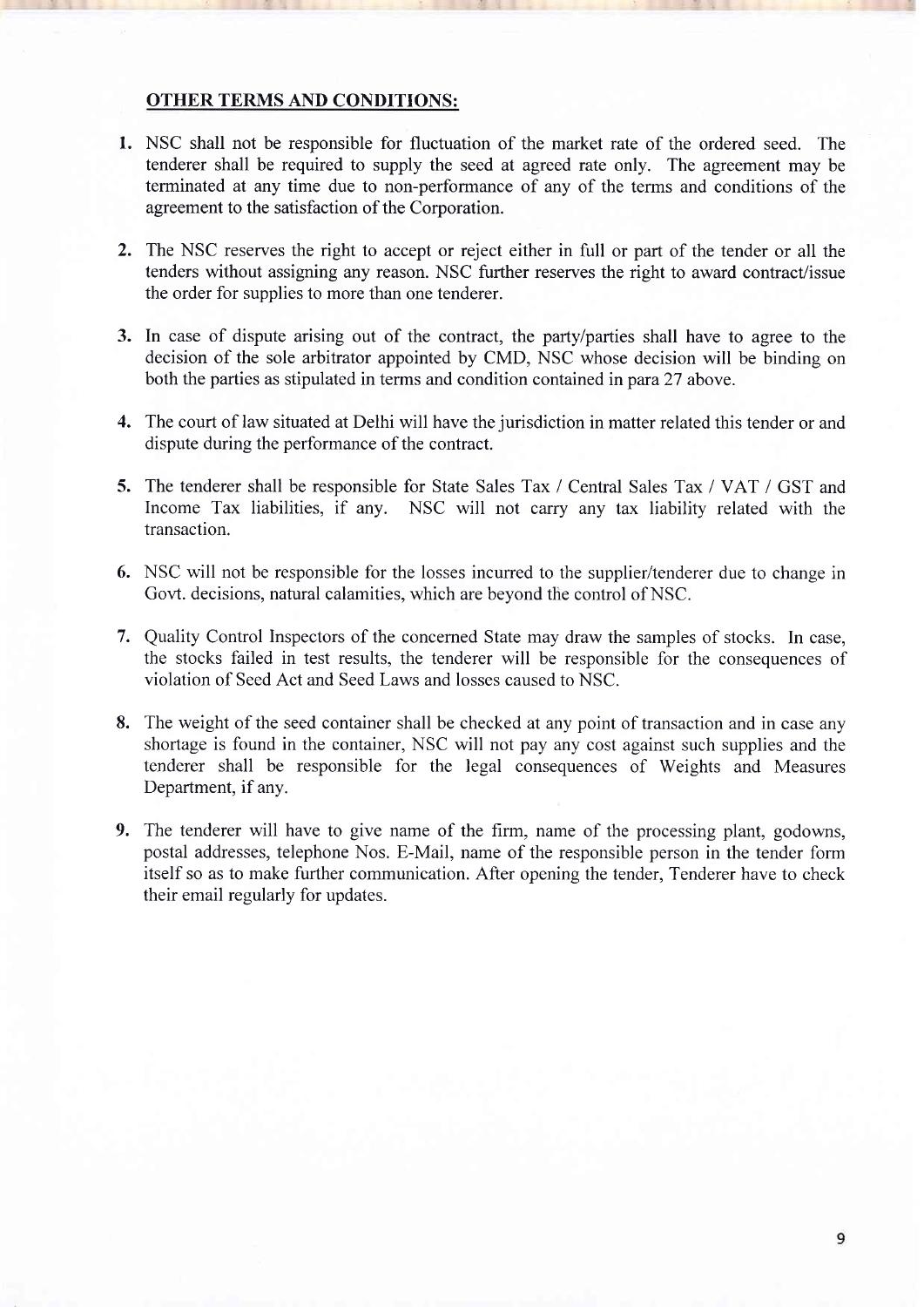**OTHER TERMS AND CONDITIONS:**

1. NSC shall not be responsible for fluctuation of the market rate of the ordered seed. The tenderer shall be required to supply the seed at agreed rate only. The agreement may be terminated at any time due to non-performance of any of the terms and conditions of the agreement to the satisfaction of the Corporation.

2. The NSC reserves the right to accept or reject either in full or part of the tender or all the tenders without assigning any reason. NSC further reserves the right to award contract/issue the order for supplies to more than one tenderer.

3. In case of dispute arising out of the contract, the party/parties shall have to agree to the decision of the sole arbitrator appointed by CMD, NSC whose decision will be binding on both the parties as stipulated in terms and condition contained in para 27 above.

4. The court of law situated at Delhi will have the jurisdiction in matter related this tender or and dispute during the performance of the contract.

5. The tenderer shall be responsible for State Sales Tax / Central Sales Tax / VAT / GST and Income Tax liabilities, if any. NSC will not carry any tax liability related with the transaction.

6. NSC will not be responsible for the losses incurred to the supplier/tenderer due to change in Govt. decisions, natural calamities, which are beyond the control of NSC.

7. Quality Control Inspectors of the concerned State may draw the samples of stocks. In case, the stocks failed in test results, the tenderer will be responsible for the consequences of violation of Seed Act and Seed Laws and losses caused to NSC.

8. The weight of the seed container shall be checked at any point of transaction and in case any shortage is found in the container, NSC will not pay any cost against such supplies and the tenderer shall be responsible for the legal consequences of Weights and Measures Department, if any.

9. The tenderer will have to give name of the firm, name of the processing plant, godowns, postal addresses, telephone Nos. E-Mail, name of the responsible person in the tender form itself so as to make further communication. After opening the tender, Tenderer have to check their email regularly for updates.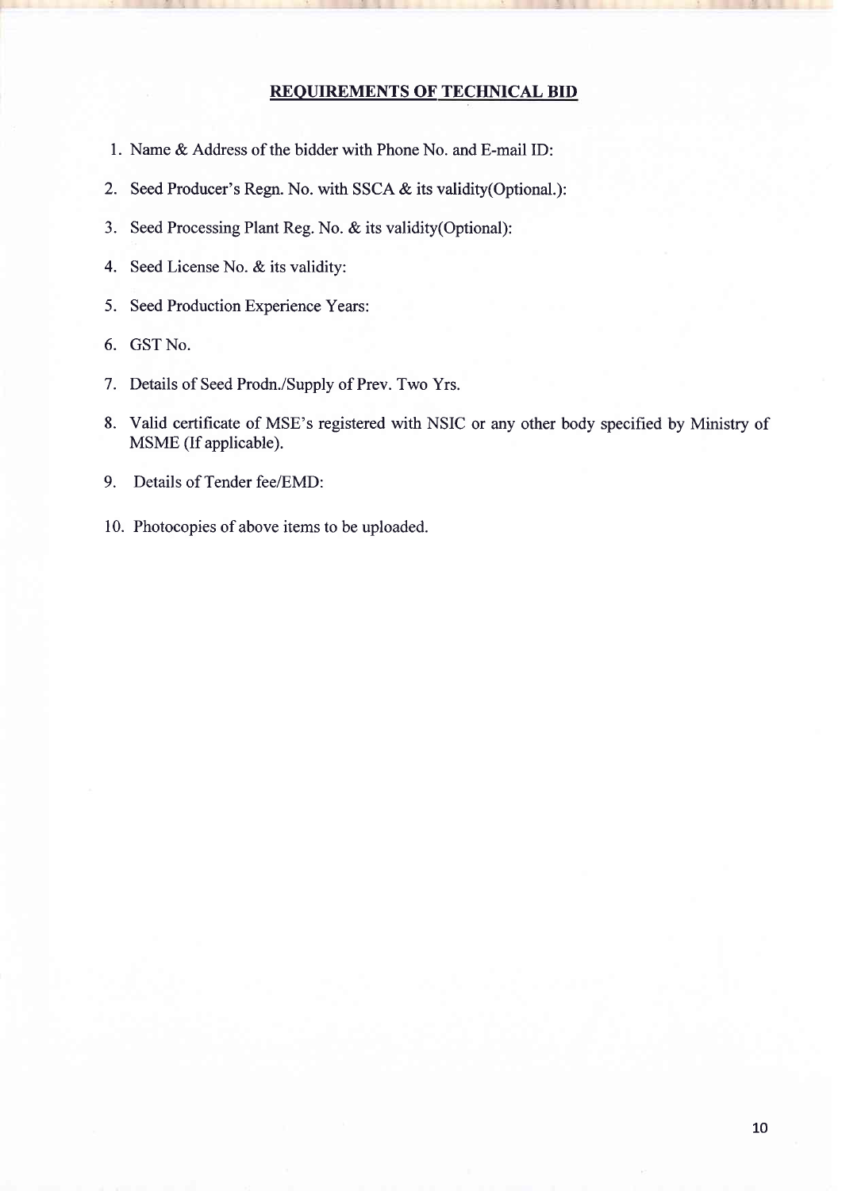## REQUIREMENTS OF TECHNICAL BID

1. Name & Address of the bidder with Phone No. and E-mail ID:
2. Seed Producer's Regn. No. with SSCA & its validity(Optional.):
3. Seed Processing Plant Reg. No. & its validity(Optional):
4. Seed License No. & its validity:
5. Seed Production Experience Years:
6. GST No.
7. Details of Seed Prodn./Supply of Prev. Two Yrs.
8. Valid certificate of MSE's registered with NSIC or any other body specified by Ministry of MSME (If applicable).
9. Details of Tender fee/EMD:
10. Photocopies of above items to be uploaded.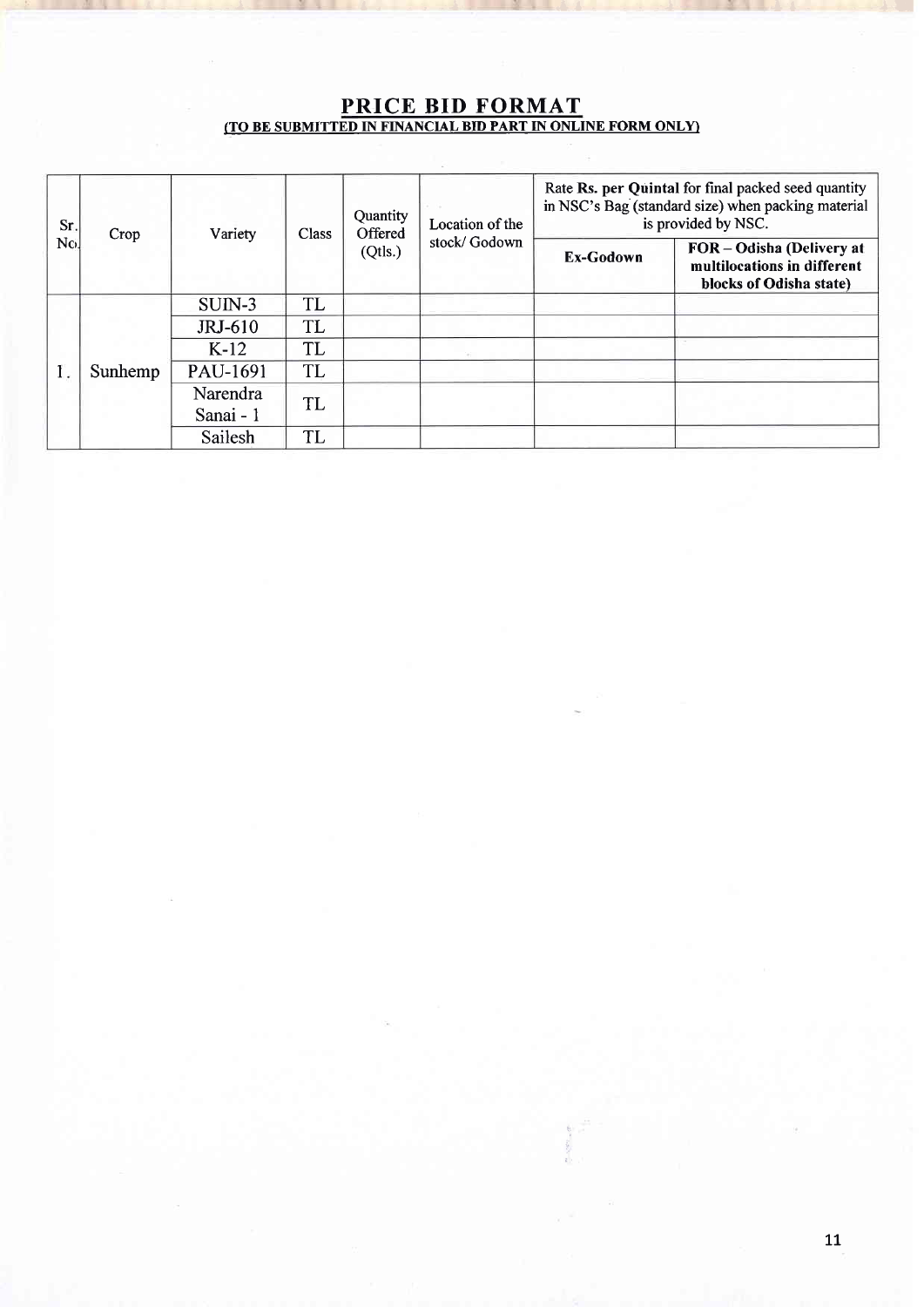## PRICE BID FORMAT

**(TO BE SUBMITTED IN FINANCIAL BID PART IN ONLINE FORM ONLY)**

| Sr. No. | Crop | Variety | Class | Quantity Offered (Qtls.) | Location of the stock/ Godown | Rate **Rs. per Quintal** for final packed seed quantity in NSC's Bag (standard size) when packing material is provided by NSC. | |
|---|---|---|---|---|---|---|---|
| | | | | | | **Ex-Godown** | **FOR – Odisha (Delivery at multilocations in different blocks of Odisha state)** |
| 1. | Sunhemp | SUIN-3 | TL | | | | |
| | | JRJ-610 | TL | | | | |
| | | K-12 | TL | | | | |
| | | PAU-1691 | TL | | | | |
| | | Narendra Sanai - 1 | TL | | | | |
| | | Sailesh | TL | | | | |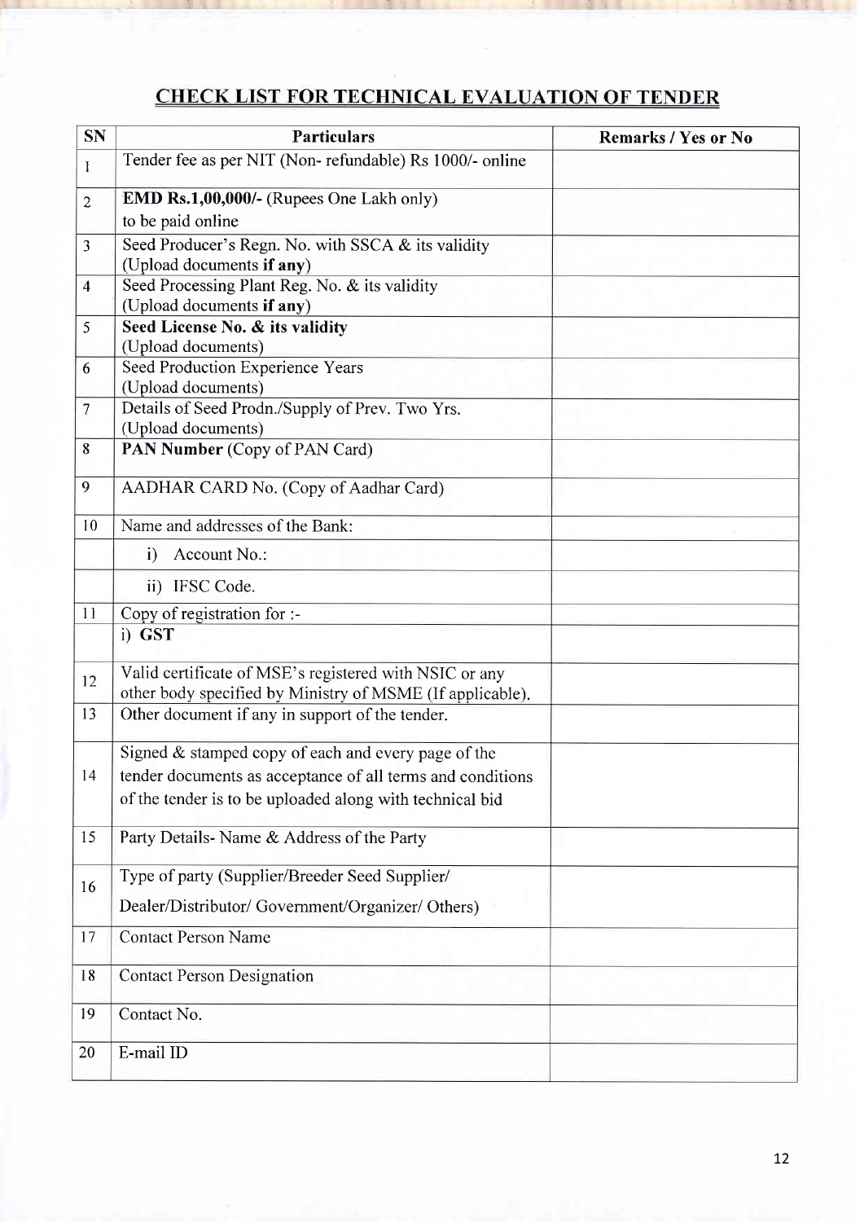# CHECK LIST FOR TECHNICAL EVALUATION OF TENDER

| SN | Particulars | Remarks / Yes or No |
|---|---|---|
| 1 | Tender fee as per NIT (Non- refundable) Rs 1000/- online | |
| 2 | **EMD Rs.1,00,000/-** (Rupees One Lakh only) to be paid online | |
| 3 | Seed Producer's Regn. No. with SSCA & its validity (Upload documents **if any**) | |
| 4 | Seed Processing Plant Reg. No. & its validity (Upload documents **if any**) | |
| 5 | **Seed License No. & its validity** (Upload documents) | |
| 6 | Seed Production Experience Years (Upload documents) | |
| 7 | Details of Seed Prodn./Supply of Prev. Two Yrs. (Upload documents) | |
| 8 | **PAN Number** (Copy of PAN Card) | |
| 9 | AADHAR CARD No. (Copy of Aadhar Card) | |
| 10 | Name and addresses of the Bank: | |
| | i) Account No.: | |
| | ii) IFSC Code. | |
| 11 | Copy of registration for :- | |
| | i) **GST** | |
| 12 | Valid certificate of MSE's registered with NSIC or any other body specified by Ministry of MSME (If applicable). | |
| 13 | Other document if any in support of the tender. | |
| 14 | Signed & stamped copy of each and every page of the tender documents as acceptance of all terms and conditions of the tender is to be uploaded along with technical bid | |
| 15 | Party Details- Name & Address of the Party | |
| 16 | Type of party (Supplier/Breeder Seed Supplier/ Dealer/Distributor/ Government/Organizer/ Others) | |
| 17 | Contact Person Name | |
| 18 | Contact Person Designation | |
| 19 | Contact No. | |
| 20 | E-mail ID | |